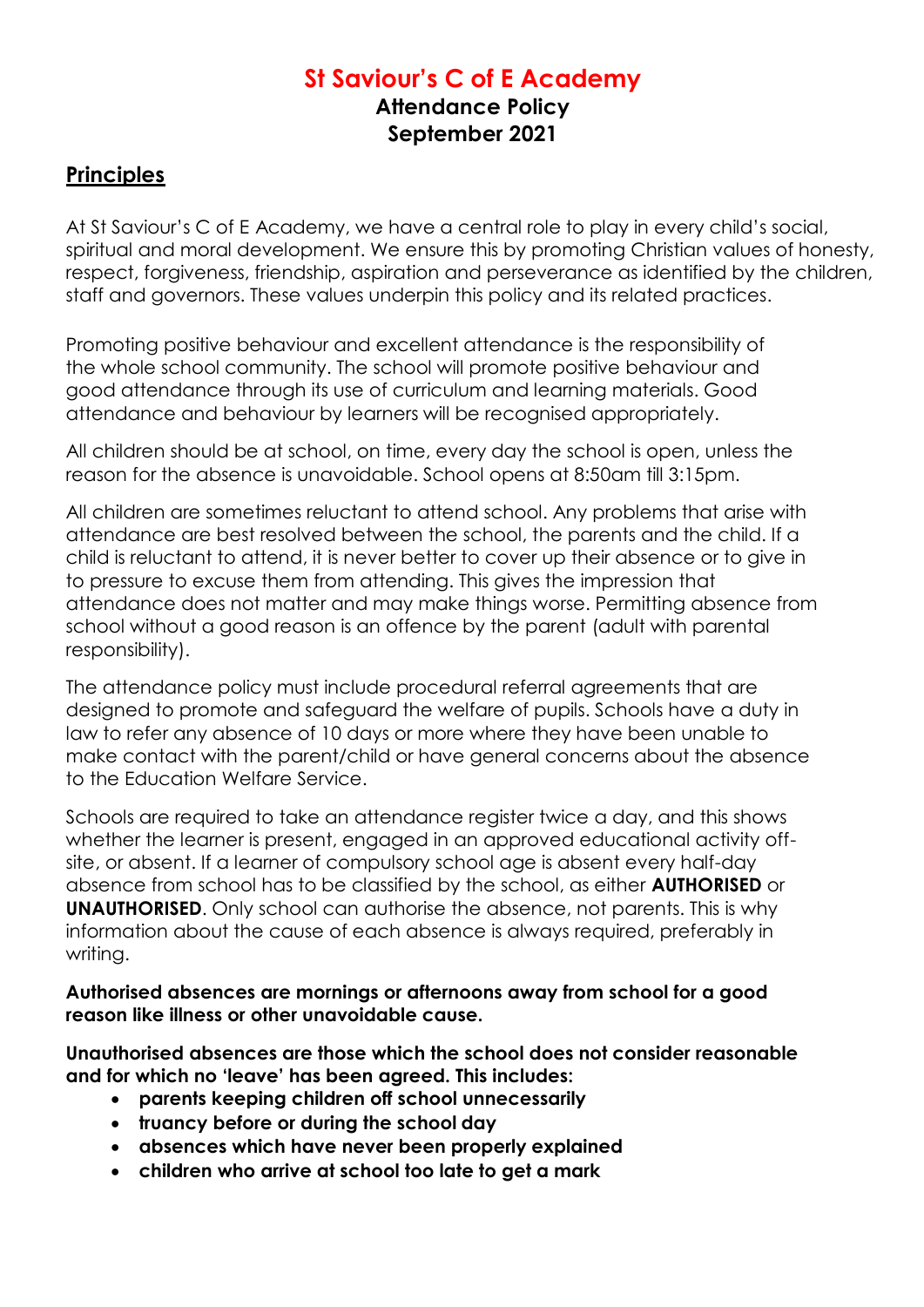# St Saviour's C of E Academy

## Attendance Policy

## September 2021

## Principles

At St Saviour's C of E Academy, we have a central role to play in every child's social, spiritual and moral development. We ensure this by promoting Christian values of honesty, respect, forgiveness, friendship, aspiration and perseverance as identified by the children, staff and governors. These values underpin this policy and its related practices.

Promoting positive behaviour and excellent attendance is the responsibility of the whole school community. The school will promote positive behaviour and good attendance through its use of curriculum and learning materials. Good attendance and behaviour by learners will be recognised appropriately.

All children should be at school, on time, every day the school is open, unless the reason for the absence is unavoidable. School opens at 8:50am till 3:15pm.

All children are sometimes reluctant to attend school. Any problems that arise with attendance are best resolved between the school, the parents and the child. If a child is reluctant to attend, it is never better to cover up their absence or to give in to pressure to excuse them from attending. This gives the impression that attendance does not matter and may make things worse. Permitting absence from school without a good reason is an offence by the parent (adult with parental responsibility).

The attendance policy must include procedural referral agreements that are designed to promote and safeguard the welfare of pupils. Schools have a duty in law to refer any absence of 10 days or more where they have been unable to make contact with the parent/child or have general concerns about the absence to the Education Welfare Service.

Schools are required to take an attendance register twice a day, and this shows whether the learner is present, engaged in an approved educational activity off-site, or absent. If a learner of compulsory school age is absent every half-day absence from school has to be classified by the school, as either **AUTHORISED** or **UNAUTHORISED**. Only school can authorise the absence, not parents. This is why information about the cause of each absence is always required, preferably in writing.

**Authorised absences are mornings or afternoons away from school for a good reason like illness or other unavoidable cause.**

**Unauthorised absences are those which the school does not consider reasonable and for which no 'leave' has been agreed. This includes:**

- **parents keeping children off school unnecessarily**
- **truancy before or during the school day**
- **absences which have never been properly explained**
- **children who arrive at school too late to get a mark**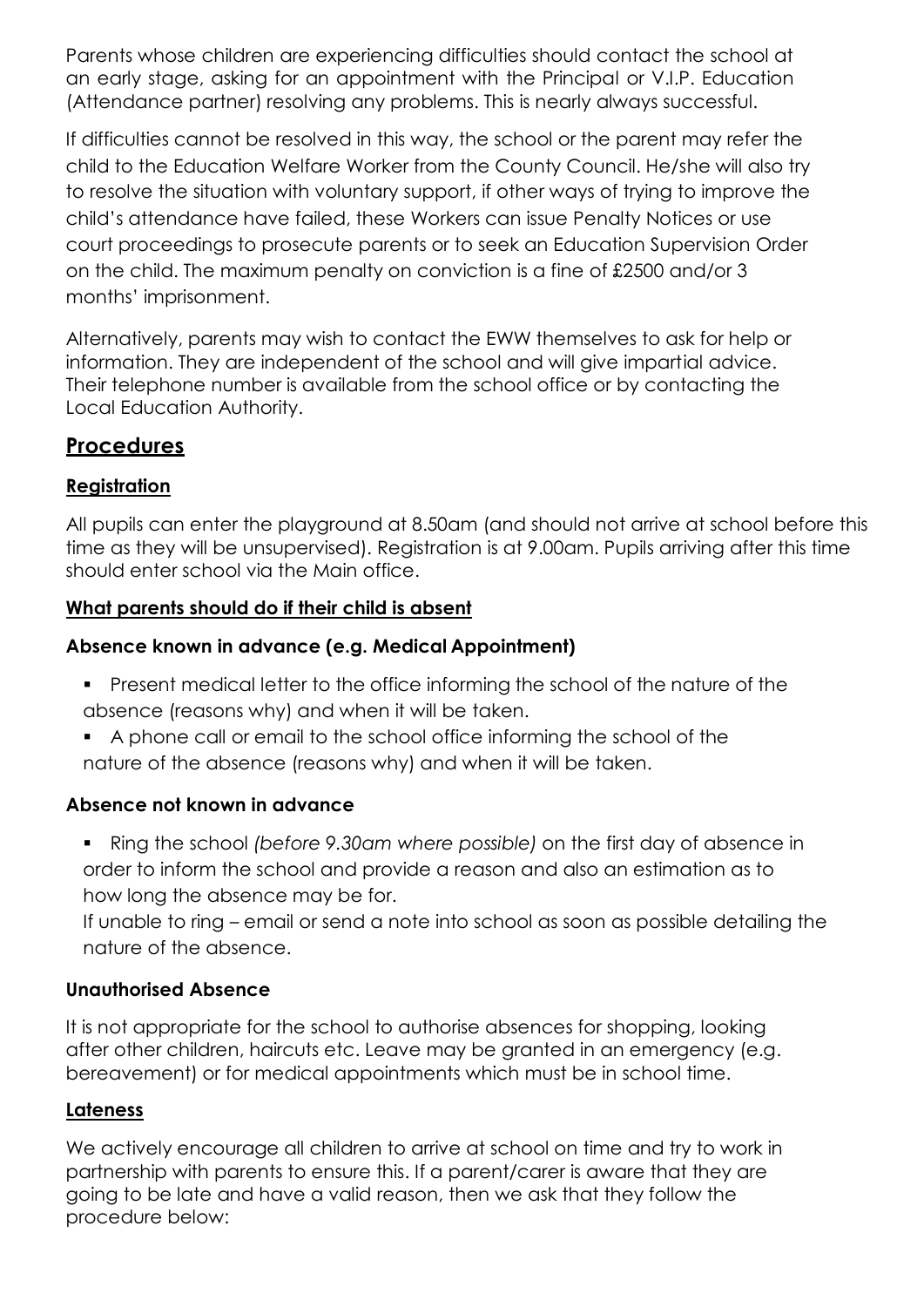Parents whose children are experiencing difficulties should contact the school at an early stage, asking for an appointment with the Principal or V.I.P. Education (Attendance partner) resolving any problems. This is nearly always successful.

If difficulties cannot be resolved in this way, the school or the parent may refer the child to the Education Welfare Worker from the County Council. He/she will also try to resolve the situation with voluntary support, if other ways of trying to improve the child's attendance have failed, these Workers can issue Penalty Notices or use court proceedings to prosecute parents or to seek an Education Supervision Order on the child. The maximum penalty on conviction is a fine of £2500 and/or 3 months' imprisonment.

Alternatively, parents may wish to contact the EWW themselves to ask for help or information. They are independent of the school and will give impartial advice. Their telephone number is available from the school office or by contacting the Local Education Authority.

## Procedures

### Registration

All pupils can enter the playground at 8.50am (and should not arrive at school before this time as they will be unsupervised). Registration is at 9.00am. Pupils arriving after this time should enter school via the Main office.

### What parents should do if their child is absent

#### Absence known in advance (e.g. Medical Appointment)

- Present medical letter to the office informing the school of the nature of the absence (reasons why) and when it will be taken.
- A phone call or email to the school office informing the school of the nature of the absence (reasons why) and when it will be taken.

#### Absence not known in advance

- Ring the school *(before 9.30am where possible)* on the first day of absence in order to inform the school and provide a reason and also an estimation as to how long the absence may be for.

  If unable to ring – email or send a note into school as soon as possible detailing the nature of the absence.

#### Unauthorised Absence

It is not appropriate for the school to authorise absences for shopping, looking after other children, haircuts etc. Leave may be granted in an emergency (e.g. bereavement) or for medical appointments which must be in school time.

### Lateness

We actively encourage all children to arrive at school on time and try to work in partnership with parents to ensure this. If a parent/carer is aware that they are going to be late and have a valid reason, then we ask that they follow the procedure below: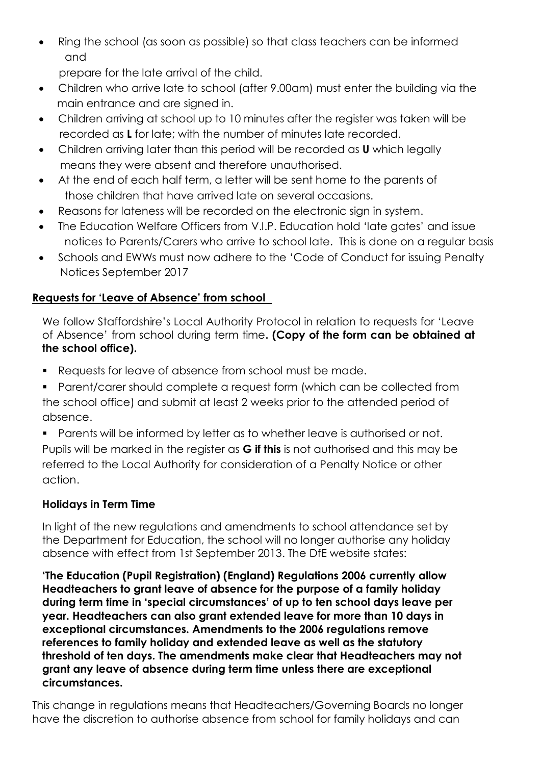- Ring the school (as soon as possible) so that class teachers can be informed and prepare for the late arrival of the child.
- Children who arrive late to school (after 9.00am) must enter the building via the main entrance and are signed in.
- Children arriving at school up to 10 minutes after the register was taken will be recorded as **L** for late; with the number of minutes late recorded.
- Children arriving later than this period will be recorded as **U** which legally means they were absent and therefore unauthorised.
- At the end of each half term, a letter will be sent home to the parents of those children that have arrived late on several occasions.
- Reasons for lateness will be recorded on the electronic sign in system.
- The Education Welfare Officers from V.I.P. Education hold 'late gates' and issue notices to Parents/Carers who arrive to school late. This is done on a regular basis
- Schools and EWWs must now adhere to the 'Code of Conduct for issuing Penalty Notices September 2017

## Requests for 'Leave of Absence' from school

We follow Staffordshire's Local Authority Protocol in relation to requests for 'Leave of Absence' from school during term time**. (Copy of the form can be obtained at the school office).**

- Requests for leave of absence from school must be made.
- Parent/carer should complete a request form (which can be collected from the school office) and submit at least 2 weeks prior to the attended period of absence.
- Parents will be informed by letter as to whether leave is authorised or not. Pupils will be marked in the register as **G if this** is not authorised and this may be referred to the Local Authority for consideration of a Penalty Notice or other action.

### Holidays in Term Time

In light of the new regulations and amendments to school attendance set by the Department for Education, the school will no longer authorise any holiday absence with effect from 1st September 2013. The DfE website states:

**'The Education (Pupil Registration) (England) Regulations 2006 currently allow Headteachers to grant leave of absence for the purpose of a family holiday during term time in 'special circumstances' of up to ten school days leave per year. Headteachers can also grant extended leave for more than 10 days in exceptional circumstances. Amendments to the 2006 regulations remove references to family holiday and extended leave as well as the statutory threshold of ten days. The amendments make clear that Headteachers may not grant any leave of absence during term time unless there are exceptional circumstances.**

This change in regulations means that Headteachers/Governing Boards no longer have the discretion to authorise absence from school for family holidays and can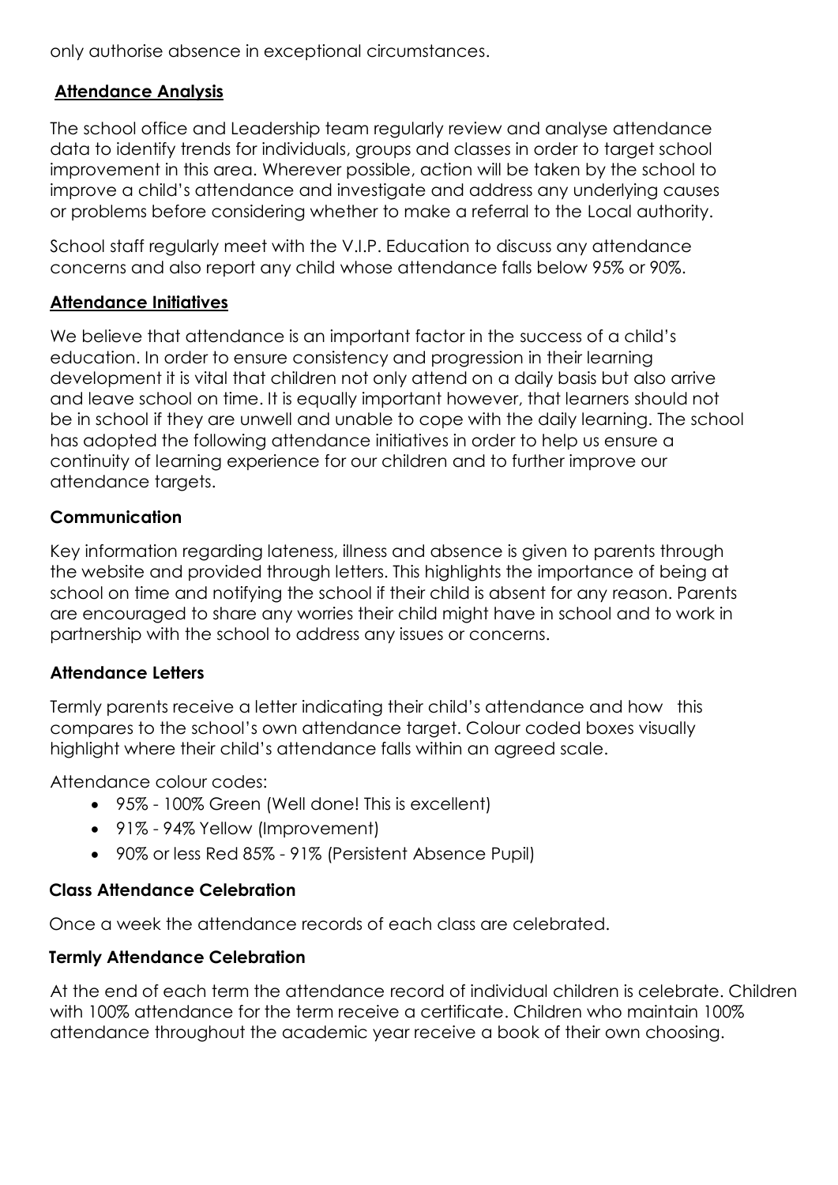only authorise absence in exceptional circumstances.

## Attendance Analysis

The school office and Leadership team regularly review and analyse attendance data to identify trends for individuals, groups and classes in order to target school improvement in this area. Wherever possible, action will be taken by the school to improve a child's attendance and investigate and address any underlying causes or problems before considering whether to make a referral to the Local authority.

School staff regularly meet with the V.I.P. Education to discuss any attendance concerns and also report any child whose attendance falls below 95% or 90%.

## Attendance Initiatives

We believe that attendance is an important factor in the success of a child's education. In order to ensure consistency and progression in their learning development it is vital that children not only attend on a daily basis but also arrive and leave school on time. It is equally important however, that learners should not be in school if they are unwell and unable to cope with the daily learning. The school has adopted the following attendance initiatives in order to help us ensure a continuity of learning experience for our children and to further improve our attendance targets.

### Communication

Key information regarding lateness, illness and absence is given to parents through the website and provided through letters. This highlights the importance of being at school on time and notifying the school if their child is absent for any reason. Parents are encouraged to share any worries their child might have in school and to work in partnership with the school to address any issues or concerns.

### Attendance Letters

Termly parents receive a letter indicating their child's attendance and how this compares to the school's own attendance target. Colour coded boxes visually highlight where their child's attendance falls within an agreed scale.

Attendance colour codes:

- 95% - 100% Green (Well done! This is excellent)
- 91% - 94% Yellow (Improvement)
- 90% or less Red 85% - 91% (Persistent Absence Pupil)

### Class Attendance Celebration

Once a week the attendance records of each class are celebrated.

### Termly Attendance Celebration

At the end of each term the attendance record of individual children is celebrate. Children with 100% attendance for the term receive a certificate. Children who maintain 100% attendance throughout the academic year receive a book of their own choosing.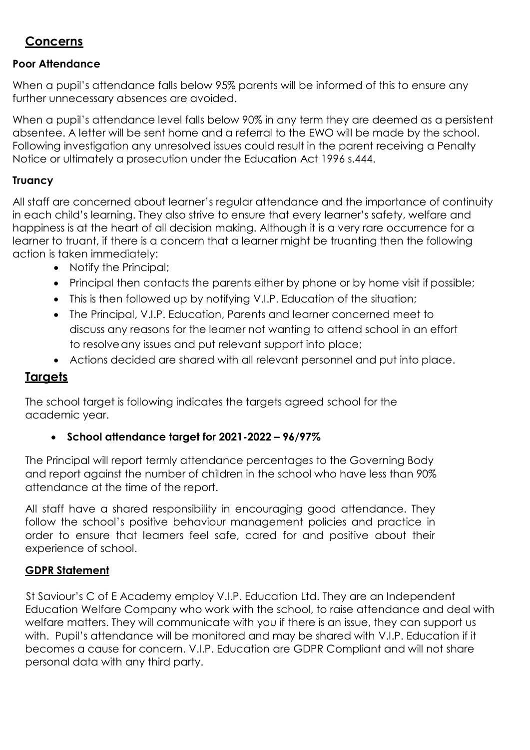## Concerns

### Poor Attendance

When a pupil's attendance falls below 95% parents will be informed of this to ensure any further unnecessary absences are avoided.

When a pupil's attendance level falls below 90% in any term they are deemed as a persistent absentee. A letter will be sent home and a referral to the EWO will be made by the school. Following investigation any unresolved issues could result in the parent receiving a Penalty Notice or ultimately a prosecution under the Education Act 1996 s.444.

### Truancy

All staff are concerned about learner's regular attendance and the importance of continuity in each child's learning. They also strive to ensure that every learner's safety, welfare and happiness is at the heart of all decision making. Although it is a very rare occurrence for a learner to truant, if there is a concern that a learner might be truanting then the following action is taken immediately:

- Notify the Principal;
- Principal then contacts the parents either by phone or by home visit if possible;
- This is then followed up by notifying V.I.P. Education of the situation;
- The Principal, V.I.P. Education, Parents and learner concerned meet to discuss any reasons for the learner not wanting to attend school in an effort to resolve any issues and put relevant support into place;
- Actions decided are shared with all relevant personnel and put into place.

## Targets

The school target is following indicates the targets agreed school for the academic year.

- **School attendance target for 2021-2022 – 96/97%**

The Principal will report termly attendance percentages to the Governing Body and report against the number of children in the school who have less than 90% attendance at the time of the report.

All staff have a shared responsibility in encouraging good attendance. They follow the school's positive behaviour management policies and practice in order to ensure that learners feel safe, cared for and positive about their experience of school.

### GDPR Statement

St Saviour's C of E Academy employ V.I.P. Education Ltd. They are an Independent Education Welfare Company who work with the school, to raise attendance and deal with welfare matters. They will communicate with you if there is an issue, they can support us with. Pupil's attendance will be monitored and may be shared with V.I.P. Education if it becomes a cause for concern. V.I.P. Education are GDPR Compliant and will not share personal data with any third party.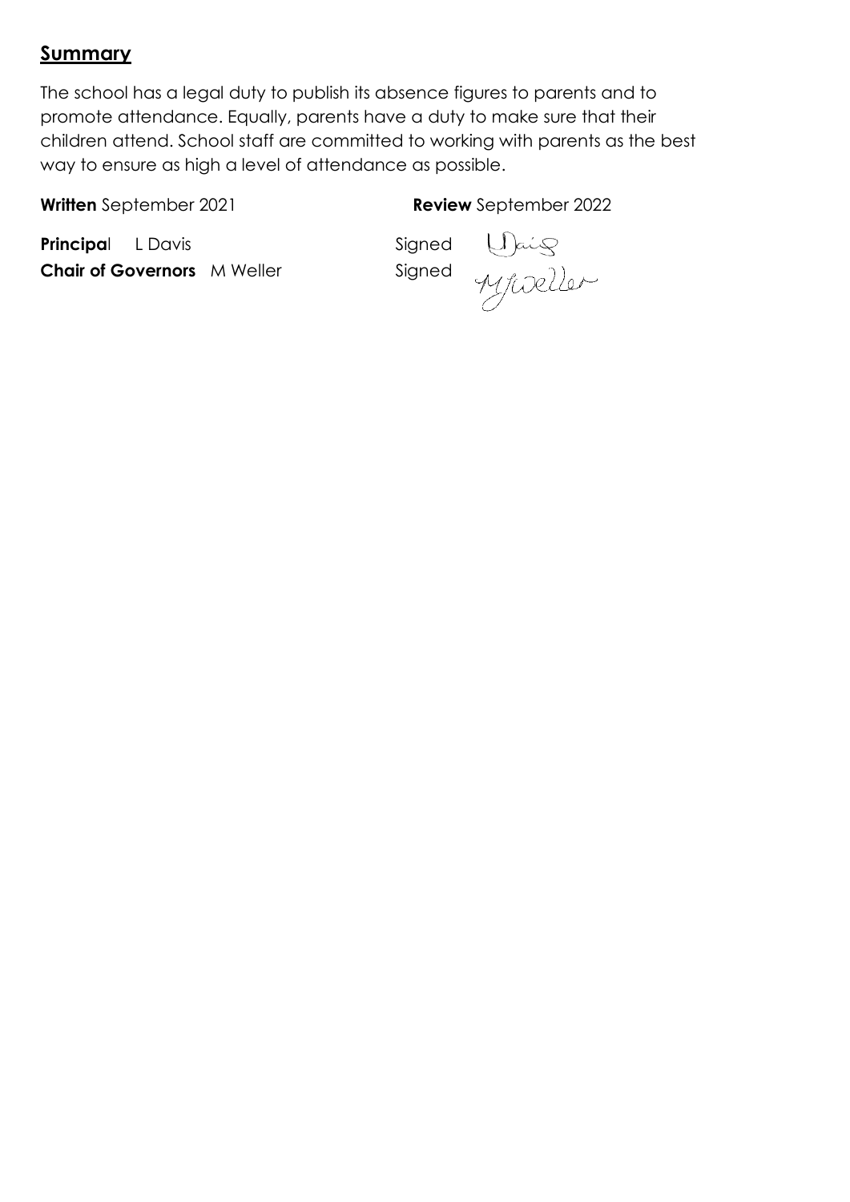## **Summary**

The school has a legal duty to publish its absence figures to parents and to promote attendance. Equally, parents have a duty to make sure that their children attend. School staff are committed to working with parents as the best way to ensure as high a level of attendance as possible.

**Written** September 2021 **Review** September 2022

**Principal** L Davis Signed LDavis

**Chair of Governors** M Weller Signed MWeller